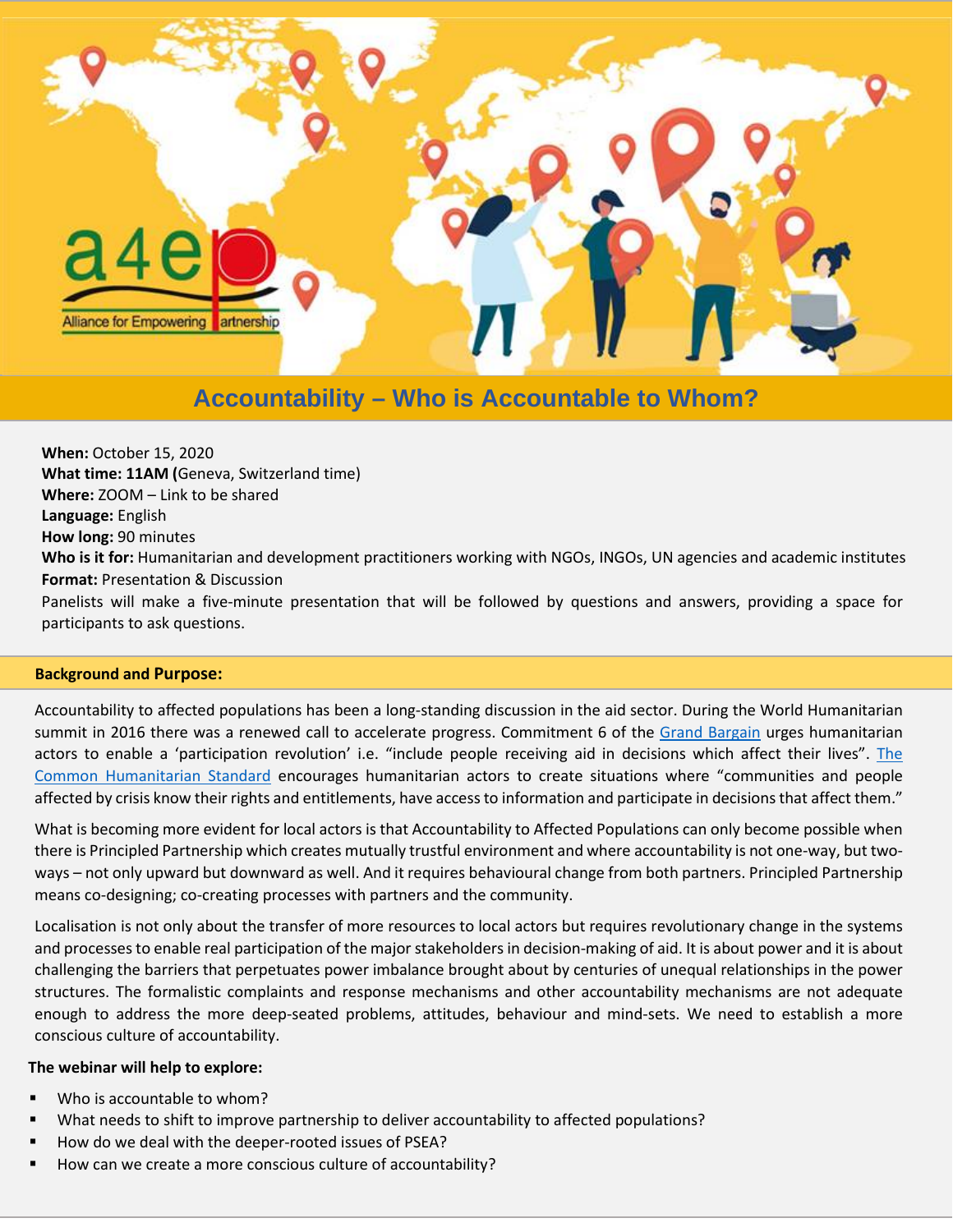a4ep

Alliance for Empowering Partnership

# Accountability – Who is Accountable to Whom?

**When:** October 15, 2020
**What time: 11AM (**Geneva, Switzerland time)
**Where:** ZOOM – Link to be shared
**Language:** English
**How long:** 90 minutes
**Who is it for:** Humanitarian and development practitioners working with NGOs, INGOs, UN agencies and academic institutes
**Format:** Presentation & Discussion
Panelists will make a five-minute presentation that will be followed by questions and answers, providing a space for participants to ask questions.

## Background and Purpose:

Accountability to affected populations has been a long-standing discussion in the aid sector. During the World Humanitarian summit in 2016 there was a renewed call to accelerate progress. Commitment 6 of the Grand Bargain urges humanitarian actors to enable a 'participation revolution' i.e. "include people receiving aid in decisions which affect their lives". The Common Humanitarian Standard encourages humanitarian actors to create situations where "communities and people affected by crisis know their rights and entitlements, have access to information and participate in decisions that affect them."

What is becoming more evident for local actors is that Accountability to Affected Populations can only become possible when there is Principled Partnership which creates mutually trustful environment and where accountability is not one-way, but two-ways – not only upward but downward as well. And it requires behavioural change from both partners. Principled Partnership means co-designing; co-creating processes with partners and the community.

Localisation is not only about the transfer of more resources to local actors but requires revolutionary change in the systems and processes to enable real participation of the major stakeholders in decision-making of aid. It is about power and it is about challenging the barriers that perpetuates power imbalance brought about by centuries of unequal relationships in the power structures. The formalistic complaints and response mechanisms and other accountability mechanisms are not adequate enough to address the more deep-seated problems, attitudes, behaviour and mind-sets. We need to establish a more conscious culture of accountability.

**The webinar will help to explore:**

- Who is accountable to whom?
- What needs to shift to improve partnership to deliver accountability to affected populations?
- How do we deal with the deeper-rooted issues of PSEA?
- How can we create a more conscious culture of accountability?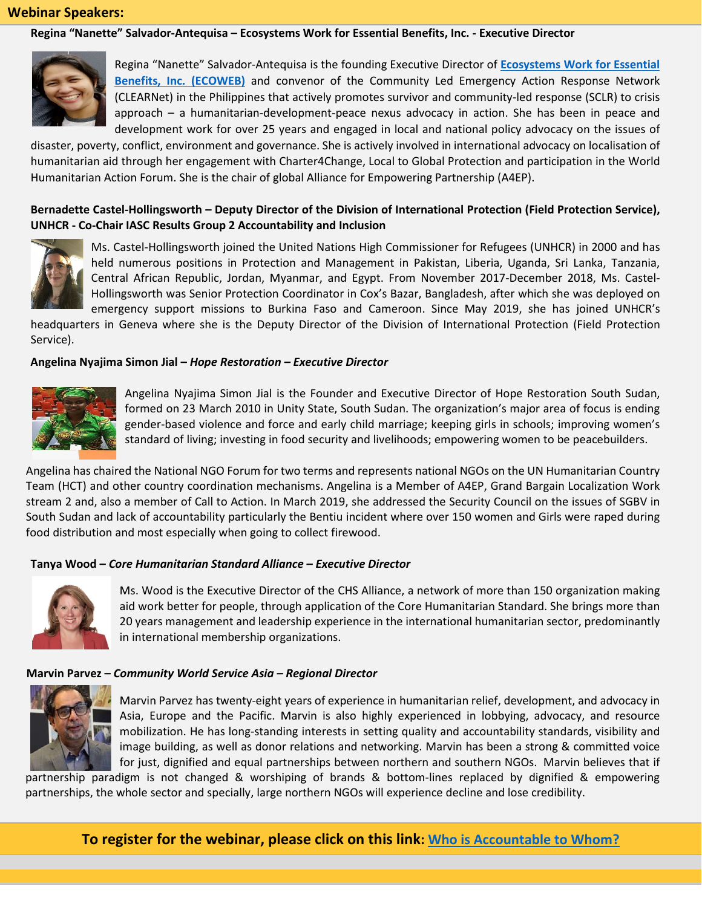## Webinar Speakers:

**Regina "Nanette" Salvador-Antequisa – Ecosystems Work for Essential Benefits, Inc. - Executive Director**

Regina "Nanette" Salvador-Antequisa is the founding Executive Director of **Ecosystems Work for Essential Benefits, Inc. (ECOWEB)** and convenor of the Community Led Emergency Action Response Network (CLEARNet) in the Philippines that actively promotes survivor and community-led response (SCLR) to crisis approach – a humanitarian-development-peace nexus advocacy in action. She has been in peace and development work for over 25 years and engaged in local and national policy advocacy on the issues of disaster, poverty, conflict, environment and governance. She is actively involved in international advocacy on localisation of humanitarian aid through her engagement with Charter4Change, Local to Global Protection and participation in the World Humanitarian Action Forum. She is the chair of global Alliance for Empowering Partnership (A4EP).

**Bernadette Castel-Hollingsworth – Deputy Director of the Division of International Protection (Field Protection Service), UNHCR - Co-Chair IASC Results Group 2 Accountability and Inclusion**

Ms. Castel-Hollingsworth joined the United Nations High Commissioner for Refugees (UNHCR) in 2000 and has held numerous positions in Protection and Management in Pakistan, Liberia, Uganda, Sri Lanka, Tanzania, Central African Republic, Jordan, Myanmar, and Egypt. From November 2017-December 2018, Ms. Castel-Hollingsworth was Senior Protection Coordinator in Cox's Bazar, Bangladesh, after which she was deployed on emergency support missions to Burkina Faso and Cameroon. Since May 2019, she has joined UNHCR's headquarters in Geneva where she is the Deputy Director of the Division of International Protection (Field Protection Service).

**Angelina Nyajima Simon Jial –** ***Hope Restoration – Executive Director***

Angelina Nyajima Simon Jial is the Founder and Executive Director of Hope Restoration South Sudan, formed on 23 March 2010 in Unity State, South Sudan. The organization's major area of focus is ending gender-based violence and force and early child marriage; keeping girls in schools; improving women's standard of living; investing in food security and livelihoods; empowering women to be peacebuilders.

Angelina has chaired the National NGO Forum for two terms and represents national NGOs on the UN Humanitarian Country Team (HCT) and other country coordination mechanisms. Angelina is a Member of A4EP, Grand Bargain Localization Work stream 2 and, also a member of Call to Action. In March 2019, she addressed the Security Council on the issues of SGBV in South Sudan and lack of accountability particularly the Bentiu incident where over 150 women and Girls were raped during food distribution and most especially when going to collect firewood.

**Tanya Wood –** ***Core Humanitarian Standard Alliance – Executive Director***

Ms. Wood is the Executive Director of the CHS Alliance, a network of more than 150 organization making aid work better for people, through application of the Core Humanitarian Standard. She brings more than 20 years management and leadership experience in the international humanitarian sector, predominantly in international membership organizations.

**Marvin Parvez –** ***Community World Service Asia – Regional Director***

Marvin Parvez has twenty-eight years of experience in humanitarian relief, development, and advocacy in Asia, Europe and the Pacific. Marvin is also highly experienced in lobbying, advocacy, and resource mobilization. He has long-standing interests in setting quality and accountability standards, visibility and image building, as well as donor relations and networking. Marvin has been a strong & committed voice for just, dignified and equal partnerships between northern and southern NGOs. Marvin believes that if partnership paradigm is not changed & worshiping of brands & bottom-lines replaced by dignified & empowering partnerships, the whole sector and specially, large northern NGOs will experience decline and lose credibility.

**To register for the webinar, please click on this link: Who is Accountable to Whom?**